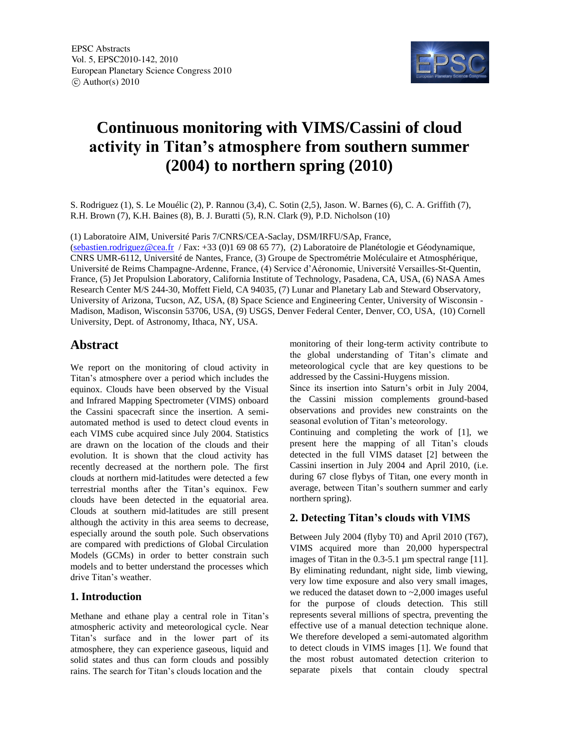# Continuous monitoring with VIMS/Cassini of cloud activity in Titan's atmosphere from southern summer (2004) to northern spring (2010)

S. Rodriguez (1), S. Le Mouélic (2), P. Rannou (3,4), C. Sotin (2,5), Jason. W. Barnes (6), C. A. Griffith (7), R.H. Brown (7), K.H. Baines (8), B. J. Buratti (5), R.N. Clark (9), P.D. Nicholson (10)

(1) Laboratoire AIM, Université Paris 7/CNRS/CEA-Saclay, DSM/IRFU/SAp, France, (sebastien.rodriguez@cea.fr / Fax: +33 (0)1 69 08 65 77), (2) Laboratoire de Planétologie et Géodynamique, CNRS UMR-6112, Université de Nantes, France, (3) Groupe de Spectrométrie Moléculaire et Atmosphérique, Université de Reims Champagne-Ardenne, France, (4) Service d'Aéronomie, Université Versailles-St-Quentin, France, (5) Jet Propulsion Laboratory, California Institute of Technology, Pasadena, CA, USA, (6) NASA Ames Research Center M/S 244-30, Moffett Field, CA 94035, (7) Lunar and Planetary Lab and Steward Observatory, University of Arizona, Tucson, AZ, USA, (8) Space Science and Engineering Center, University of Wisconsin - Madison, Madison, Wisconsin 53706, USA, (9) USGS, Denver Federal Center, Denver, CO, USA, (10) Cornell University, Dept. of Astronomy, Ithaca, NY, USA.

## Abstract

We report on the monitoring of cloud activity in Titan's atmosphere over a period which includes the equinox. Clouds have been observed by the Visual and Infrared Mapping Spectrometer (VIMS) onboard the Cassini spacecraft since the insertion. A semi-automated method is used to detect cloud events in each VIMS cube acquired since July 2004. Statistics are drawn on the location of the clouds and their evolution. It is shown that the cloud activity has recently decreased at the northern pole. The first clouds at northern mid-latitudes were detected a few terrestrial months after the Titan's equinox. Few clouds have been detected in the equatorial area. Clouds at southern mid-latitudes are still present although the activity in this area seems to decrease, especially around the south pole. Such observations are compared with predictions of Global Circulation Models (GCMs) in order to better constrain such models and to better understand the processes which drive Titan's weather.

## 1. Introduction

Methane and ethane play a central role in Titan's atmospheric activity and meteorological cycle. Near Titan's surface and in the lower part of its atmosphere, they can experience gaseous, liquid and solid states and thus can form clouds and possibly rains. The search for Titan's clouds location and the monitoring of their long-term activity contribute to the global understanding of Titan's climate and meteorological cycle that are key questions to be addressed by the Cassini-Huygens mission.

Since its insertion into Saturn's orbit in July 2004, the Cassini mission complements ground-based observations and provides new constraints on the seasonal evolution of Titan's meteorology.

Continuing and completing the work of [1], we present here the mapping of all Titan's clouds detected in the full VIMS dataset [2] between the Cassini insertion in July 2004 and April 2010, (i.e. during 67 close flybys of Titan, one every month in average, between Titan's southern summer and early northern spring).

## 2. Detecting Titan's clouds with VIMS

Between July 2004 (flyby T0) and April 2010 (T67), VIMS acquired more than 20,000 hyperspectral images of Titan in the 0.3-5.1 µm spectral range [11]. By eliminating redundant, night side, limb viewing, very low time exposure and also very small images, we reduced the dataset down to ~2,000 images useful for the purpose of clouds detection. This still represents several millions of spectra, preventing the effective use of a manual detection technique alone. We therefore developed a semi-automated algorithm to detect clouds in VIMS images [1]. We found that the most robust automated detection criterion to separate pixels that contain cloudy spectral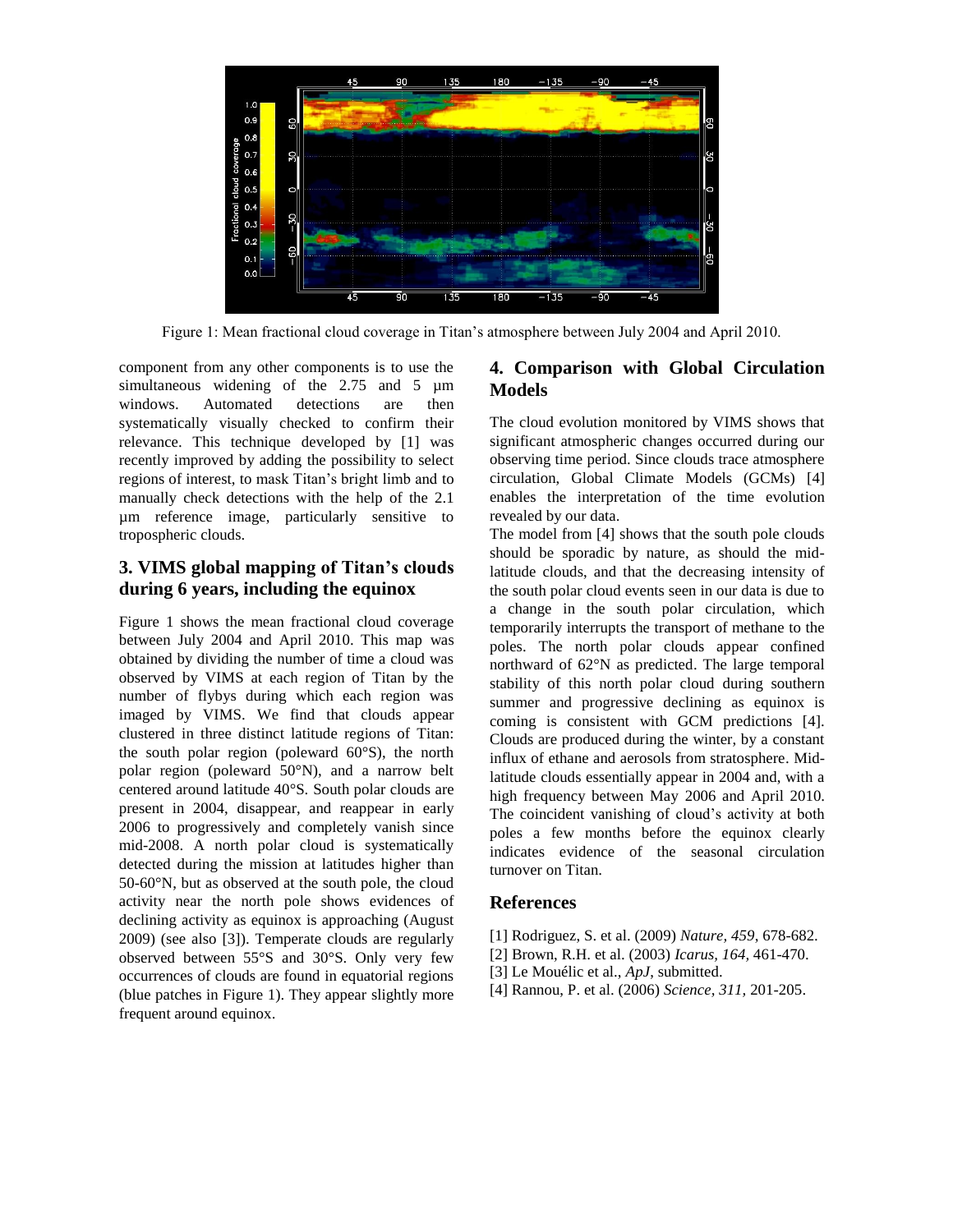45 90 135 180 −135 −90 −45

Fractional cloud coverage

1.0
0.9
0.8
0.7
0.6
0.5
0.4
0.3
0.2
0.1
0.0

60
30
0
−30
−60

Figure 1: Mean fractional cloud coverage in Titan's atmosphere between July 2004 and April 2010.

component from any other components is to use the simultaneous widening of the 2.75 and 5 µm windows. Automated detections are then systematically visually checked to confirm their relevance. This technique developed by [1] was recently improved by adding the possibility to select regions of interest, to mask Titan's bright limb and to manually check detections with the help of the 2.1 µm reference image, particularly sensitive to tropospheric clouds.

## 3. VIMS global mapping of Titan's clouds during 6 years, including the equinox

Figure 1 shows the mean fractional cloud coverage between July 2004 and April 2010. This map was obtained by dividing the number of time a cloud was observed by VIMS at each region of Titan by the number of flybys during which each region was imaged by VIMS. We find that clouds appear clustered in three distinct latitude regions of Titan: the south polar region (poleward 60°S), the north polar region (poleward 50°N), and a narrow belt centered around latitude 40°S. South polar clouds are present in 2004, disappear, and reappear in early 2006 to progressively and completely vanish since mid-2008. A north polar cloud is systematically detected during the mission at latitudes higher than 50-60°N, but as observed at the south pole, the cloud activity near the north pole shows evidences of declining activity as equinox is approaching (August 2009) (see also [3]). Temperate clouds are regularly observed between 55°S and 30°S. Only very few occurrences of clouds are found in equatorial regions (blue patches in Figure 1). They appear slightly more frequent around equinox.

## 4. Comparison with Global Circulation Models

The cloud evolution monitored by VIMS shows that significant atmospheric changes occurred during our observing time period. Since clouds trace atmosphere circulation, Global Climate Models (GCMs) [4] enables the interpretation of the time evolution revealed by our data.

The model from [4] shows that the south pole clouds should be sporadic by nature, as should the mid-latitude clouds, and that the decreasing intensity of the south polar cloud events seen in our data is due to a change in the south polar circulation, which temporarily interrupts the transport of methane to the poles. The north polar clouds appear confined northward of 62°N as predicted. The large temporal stability of this north polar cloud during southern summer and progressive declining as equinox is coming is consistent with GCM predictions [4]. Clouds are produced during the winter, by a constant influx of ethane and aerosols from stratosphere. Mid-latitude clouds essentially appear in 2004 and, with a high frequency between May 2006 and April 2010. The coincident vanishing of cloud's activity at both poles a few months before the equinox clearly indicates evidence of the seasonal circulation turnover on Titan.

## References

[1] Rodriguez, S. et al. (2009) *Nature, 459*, 678-682.
[2] Brown, R.H. et al. (2003) *Icarus, 164*, 461-470.
[3] Le Mouélic et al., *ApJ*, submitted.
[4] Rannou, P. et al. (2006) *Science, 311*, 201-205.